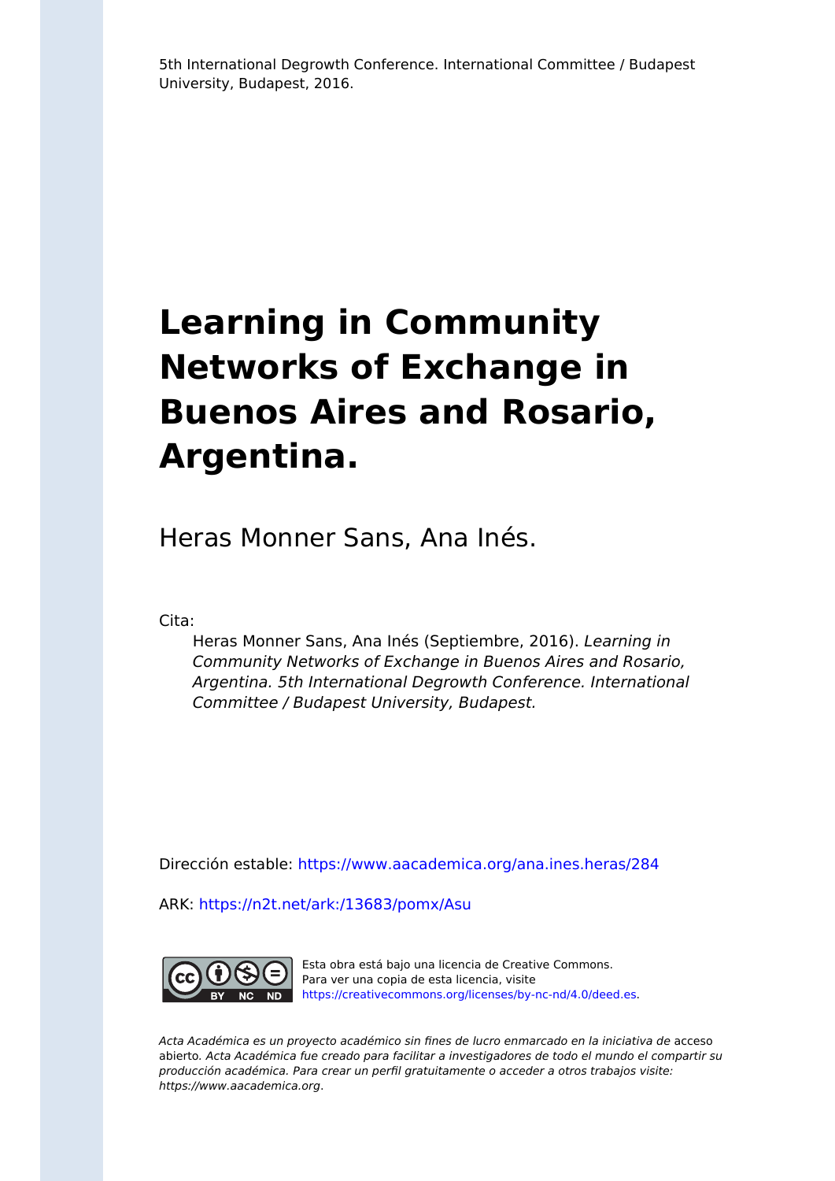5th International Degrowth Conference. International Committee / Budapest University, Budapest, 2016.

# Learning in Community Networks of Exchange in Buenos Aires and Rosario, Argentina.

Heras Monner Sans, Ana Inés.

Cita:

Heras Monner Sans, Ana Inés (Septiembre, 2016). *Learning in Community Networks of Exchange in Buenos Aires and Rosario, Argentina. 5th International Degrowth Conference. International Committee / Budapest University, Budapest.*

Dirección estable: https://www.aacademica.org/ana.ines.heras/284

ARK: https://n2t.net/ark:/13683/pomx/Asu

Esta obra está bajo una licencia de Creative Commons.
Para ver una copia de esta licencia, visite https://creativecommons.org/licenses/by-nc-nd/4.0/deed.es.

*Acta Académica es un proyecto académico sin fines de lucro enmarcado en la iniciativa de* acceso abierto. *Acta Académica fue creado para facilitar a investigadores de todo el mundo el compartir su producción académica. Para crear un perfil gratuitamente o acceder a otros trabajos visite: https://www.aacademica.org.*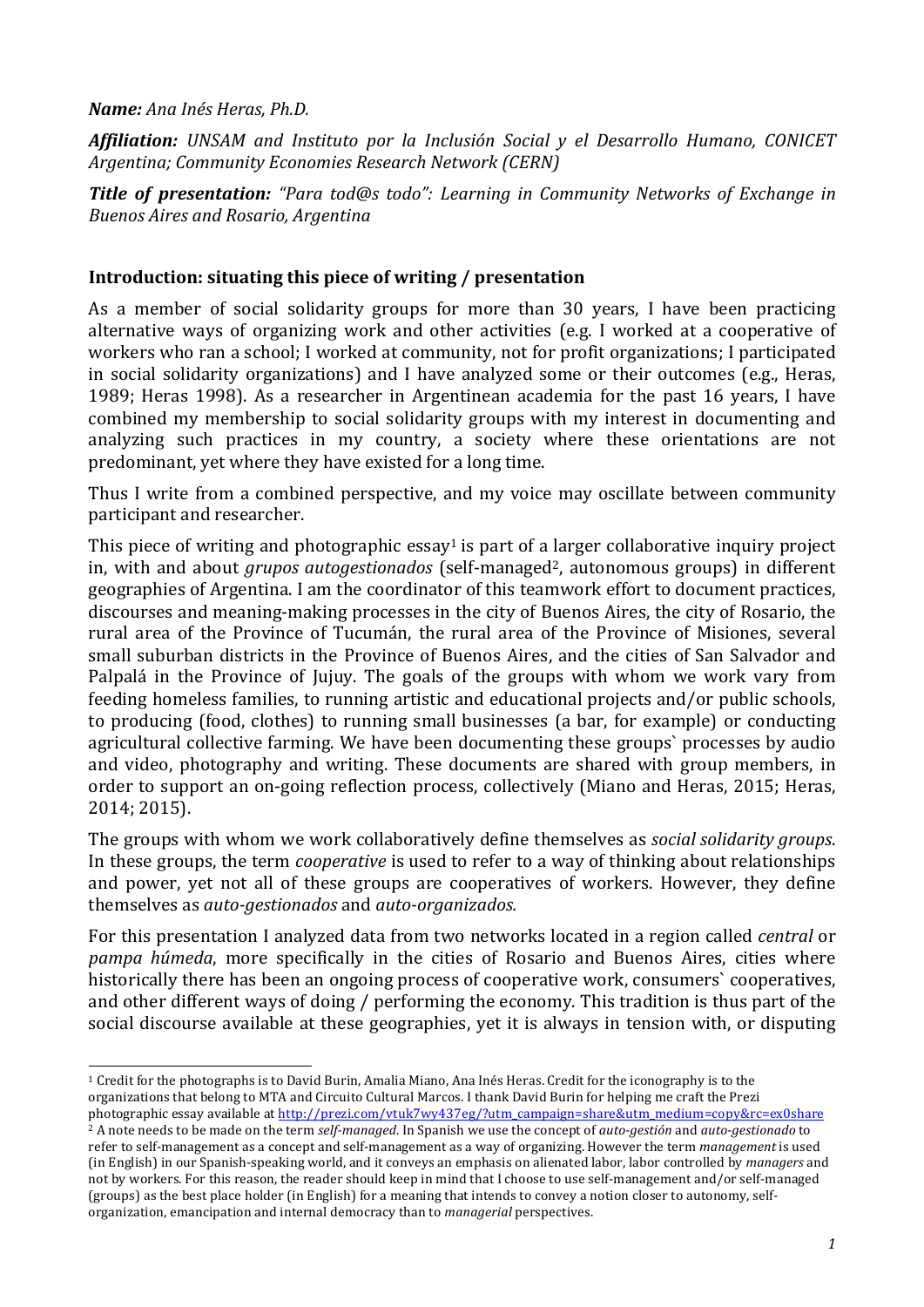***Name:*** *Ana Inés Heras, Ph.D.*

***Affiliation:*** *UNSAM and Instituto por la Inclusión Social y el Desarrollo Humano, CONICET Argentina; Community Economies Research Network (CERN)*

***Title of presentation:*** *"Para tod@s todo": Learning in Community Networks of Exchange in Buenos Aires and Rosario, Argentina*

## Introduction: situating this piece of writing / presentation

As a member of social solidarity groups for more than 30 years, I have been practicing alternative ways of organizing work and other activities (e.g. I worked at a cooperative of workers who ran a school; I worked at community, not for profit organizations; I participated in social solidarity organizations) and I have analyzed some or their outcomes (e.g., Heras, 1989; Heras 1998). As a researcher in Argentinean academia for the past 16 years, I have combined my membership to social solidarity groups with my interest in documenting and analyzing such practices in my country, a society where these orientations are not predominant, yet where they have existed for a long time.

Thus I write from a combined perspective, and my voice may oscillate between community participant and researcher.

This piece of writing and photographic essay[1] is part of a larger collaborative inquiry project in, with and about *grupos autogestionados* (self-managed[2], autonomous groups) in different geographies of Argentina. I am the coordinator of this teamwork effort to document practices, discourses and meaning-making processes in the city of Buenos Aires, the city of Rosario, the rural area of the Province of Tucumán, the rural area of the Province of Misiones, several small suburban districts in the Province of Buenos Aires, and the cities of San Salvador and Palpalá in the Province of Jujuy. The goals of the groups with whom we work vary from feeding homeless families, to running artistic and educational projects and/or public schools, to producing (food, clothes) to running small businesses (a bar, for example) or conducting agricultural collective farming. We have been documenting these groups` processes by audio and video, photography and writing. These documents are shared with group members, in order to support an on-going reflection process, collectively (Miano and Heras, 2015; Heras, 2014; 2015).

The groups with whom we work collaboratively define themselves as *social solidarity groups*. In these groups, the term *cooperative* is used to refer to a way of thinking about relationships and power, yet not all of these groups are cooperatives of workers. However, they define themselves as *auto-gestionados* and *auto-organizados.*

For this presentation I analyzed data from two networks located in a region called *central* or *pampa húmeda*, more specifically in the cities of Rosario and Buenos Aires, cities where historically there has been an ongoing process of cooperative work, consumers` cooperatives, and other different ways of doing / performing the economy. This tradition is thus part of the social discourse available at these geographies, yet it is always in tension with, or disputing

---

[1] Credit for the photographs is to David Burin, Amalia Miano, Ana Inés Heras. Credit for the iconography is to the organizations that belong to MTA and Circuito Cultural Marcos. I thank David Burin for helping me craft the Prezi photographic essay available at http://prezi.com/vtuk7wy437eg/?utm_campaign=share&utm_medium=copy&rc=ex0share

[2] A note needs to be made on the term *self-managed*. In Spanish we use the concept of *auto-gestión* and *auto-gestionado* to refer to self-management as a concept and self-management as a way of organizing. However the term *management* is used (in English) in our Spanish-speaking world, and it conveys an emphasis on alienated labor, labor controlled by *managers* and not by workers. For this reason, the reader should keep in mind that I choose to use self-management and/or self-managed (groups) as the best place holder (in English) for a meaning that intends to convey a notion closer to autonomy, self-organization, emancipation and internal democracy than to *managerial* perspectives.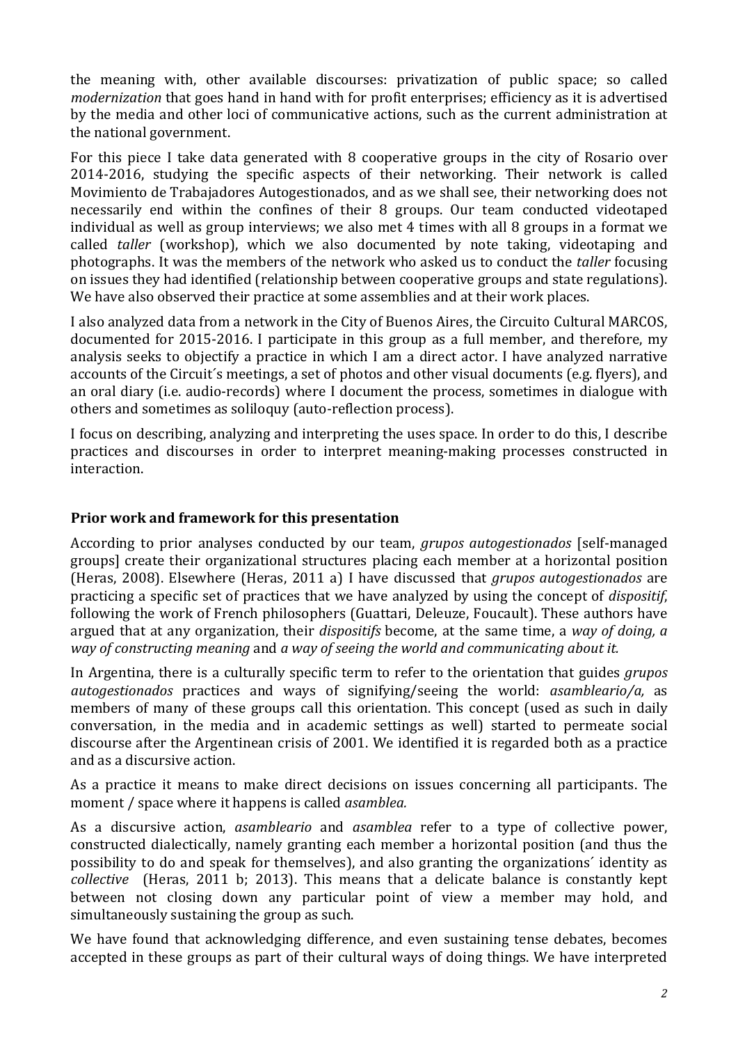the meaning with, other available discourses: privatization of public space; so called *modernization* that goes hand in hand with for profit enterprises; efficiency as it is advertised by the media and other loci of communicative actions, such as the current administration at the national government.

For this piece I take data generated with 8 cooperative groups in the city of Rosario over 2014-2016, studying the specific aspects of their networking. Their network is called Movimiento de Trabajadores Autogestionados, and as we shall see, their networking does not necessarily end within the confines of their 8 groups. Our team conducted videotaped individual as well as group interviews; we also met 4 times with all 8 groups in a format we called *taller* (workshop), which we also documented by note taking, videotaping and photographs. It was the members of the network who asked us to conduct the *taller* focusing on issues they had identified (relationship between cooperative groups and state regulations). We have also observed their practice at some assemblies and at their work places.

I also analyzed data from a network in the City of Buenos Aires, the Circuito Cultural MARCOS, documented for 2015-2016. I participate in this group as a full member, and therefore, my analysis seeks to objectify a practice in which I am a direct actor. I have analyzed narrative accounts of the Circuit´s meetings, a set of photos and other visual documents (e.g. flyers), and an oral diary (i.e. audio-records) where I document the process, sometimes in dialogue with others and sometimes as soliloquy (auto-reflection process).

I focus on describing, analyzing and interpreting the uses space. In order to do this, I describe practices and discourses in order to interpret meaning-making processes constructed in interaction.

## Prior work and framework for this presentation

According to prior analyses conducted by our team, *grupos autogestionados* [self-managed groups] create their organizational structures placing each member at a horizontal position (Heras, 2008). Elsewhere (Heras, 2011 a) I have discussed that *grupos autogestionados* are practicing a specific set of practices that we have analyzed by using the concept of *dispositif*, following the work of French philosophers (Guattari, Deleuze, Foucault). These authors have argued that at any organization, their *dispositifs* become, at the same time, a *way of doing, a way of constructing meaning* and *a way of seeing the world and communicating about it.*

In Argentina, there is a culturally specific term to refer to the orientation that guides *grupos autogestionados* practices and ways of signifying/seeing the world: *asambleario/a,* as members of many of these groups call this orientation. This concept (used as such in daily conversation, in the media and in academic settings as well) started to permeate social discourse after the Argentinean crisis of 2001. We identified it is regarded both as a practice and as a discursive action.

As a practice it means to make direct decisions on issues concerning all participants. The moment / space where it happens is called *asamblea.*

As a discursive action, *asambleario* and *asamblea* refer to a type of collective power, constructed dialectically, namely granting each member a horizontal position (and thus the possibility to do and speak for themselves), and also granting the organizations´ identity as *collective* (Heras, 2011 b; 2013). This means that a delicate balance is constantly kept between not closing down any particular point of view a member may hold, and simultaneously sustaining the group as such.

We have found that acknowledging difference, and even sustaining tense debates, becomes accepted in these groups as part of their cultural ways of doing things. We have interpreted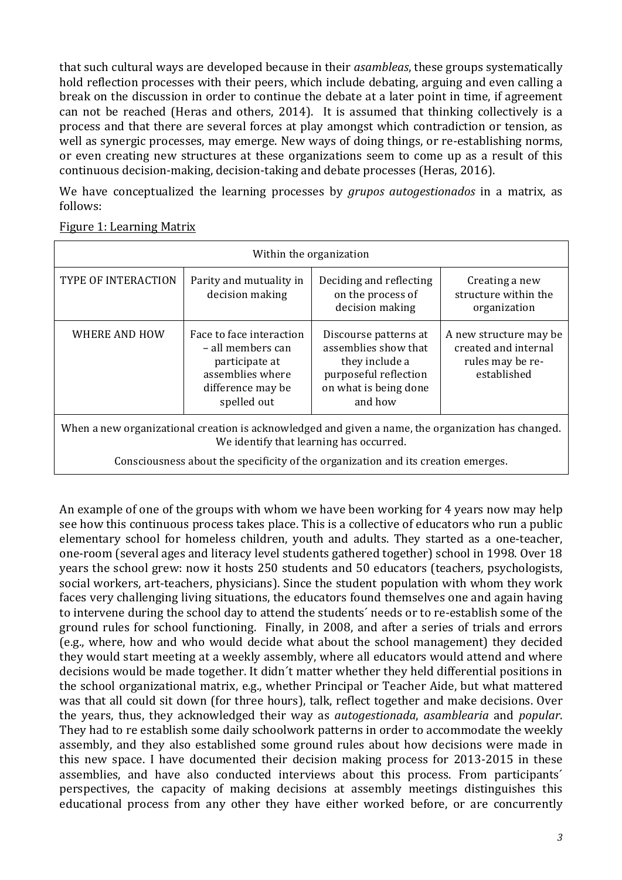that such cultural ways are developed because in their *asambleas*, these groups systematically hold reflection processes with their peers, which include debating, arguing and even calling a break on the discussion in order to continue the debate at a later point in time, if agreement can not be reached (Heras and others, 2014). It is assumed that thinking collectively is a process and that there are several forces at play amongst which contradiction or tension, as well as synergic processes, may emerge. New ways of doing things, or re-establishing norms, or even creating new structures at these organizations seem to come up as a result of this continuous decision-making, decision-taking and debate processes (Heras, 2016).

We have conceptualized the learning processes by *grupos autogestionados* in a matrix, as follows:

Figure 1: Learning Matrix

| Within the organization | | | |
|---|---|---|---|
| TYPE OF INTERACTION | Parity and mutuality in decision making | Deciding and reflecting on the process of decision making | Creating a new structure within the organization |
| WHERE AND HOW | Face to face interaction – all members can participate at assemblies where difference may be spelled out | Discourse patterns at assemblies show that they include a purposeful reflection on what is being done and how | A new structure may be created and internal rules may be re-established |
| When a new organizational creation is acknowledged and given a name, the organization has changed. We identify that learning has occurred. Consciousness about the specificity of the organization and its creation emerges. | | | |

An example of one of the groups with whom we have been working for 4 years now may help see how this continuous process takes place. This is a collective of educators who run a public elementary school for homeless children, youth and adults. They started as a one-teacher, one-room (several ages and literacy level students gathered together) school in 1998. Over 18 years the school grew: now it hosts 250 students and 50 educators (teachers, psychologists, social workers, art-teachers, physicians). Since the student population with whom they work faces very challenging living situations, the educators found themselves one and again having to intervene during the school day to attend the students´ needs or to re-establish some of the ground rules for school functioning. Finally, in 2008, and after a series of trials and errors (e.g., where, how and who would decide what about the school management) they decided they would start meeting at a weekly assembly, where all educators would attend and where decisions would be made together. It didn´t matter whether they held differential positions in the school organizational matrix, e.g., whether Principal or Teacher Aide, but what mattered was that all could sit down (for three hours), talk, reflect together and make decisions. Over the years, thus, they acknowledged their way as *autogestionada*, *asamblearia* and *popular*. They had to re establish some daily schoolwork patterns in order to accommodate the weekly assembly, and they also established some ground rules about how decisions were made in this new space. I have documented their decision making process for 2013-2015 in these assemblies, and have also conducted interviews about this process. From participants´ perspectives, the capacity of making decisions at assembly meetings distinguishes this educational process from any other they have either worked before, or are concurrently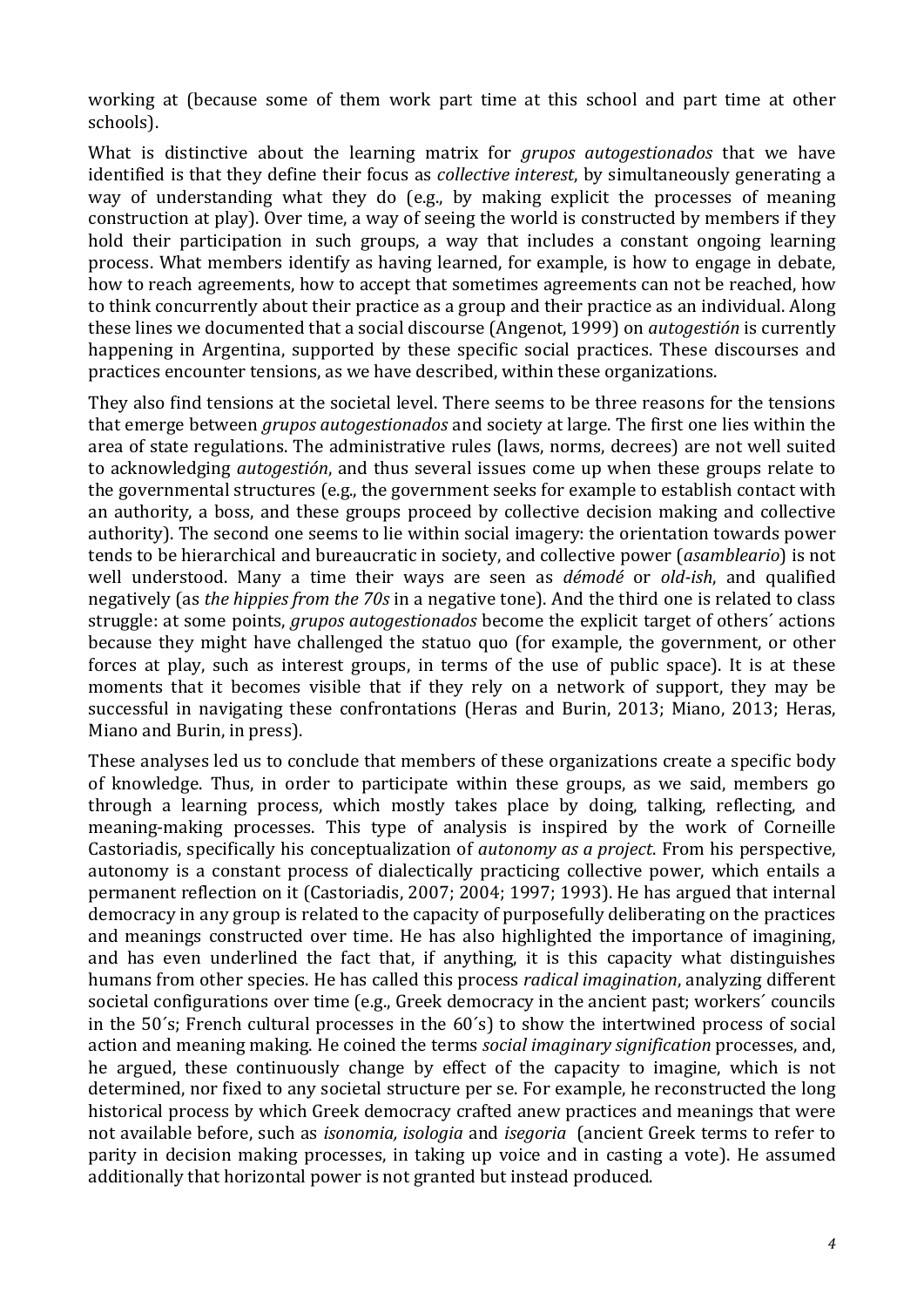working at (because some of them work part time at this school and part time at other schools).

What is distinctive about the learning matrix for *grupos autogestionados* that we have identified is that they define their focus as *collective interest*, by simultaneously generating a way of understanding what they do (e.g., by making explicit the processes of meaning construction at play). Over time, a way of seeing the world is constructed by members if they hold their participation in such groups, a way that includes a constant ongoing learning process. What members identify as having learned, for example, is how to engage in debate, how to reach agreements, how to accept that sometimes agreements can not be reached, how to think concurrently about their practice as a group and their practice as an individual. Along these lines we documented that a social discourse (Angenot, 1999) on *autogestión* is currently happening in Argentina, supported by these specific social practices. These discourses and practices encounter tensions, as we have described, within these organizations.

They also find tensions at the societal level. There seems to be three reasons for the tensions that emerge between *grupos autogestionados* and society at large. The first one lies within the area of state regulations. The administrative rules (laws, norms, decrees) are not well suited to acknowledging *autogestión*, and thus several issues come up when these groups relate to the governmental structures (e.g., the government seeks for example to establish contact with an authority, a boss, and these groups proceed by collective decision making and collective authority). The second one seems to lie within social imagery: the orientation towards power tends to be hierarchical and bureaucratic in society, and collective power (*asambleario*) is not well understood. Many a time their ways are seen as *démodé* or *old-ish*, and qualified negatively (as *the hippies from the 70s* in a negative tone). And the third one is related to class struggle: at some points, *grupos autogestionados* become the explicit target of others´ actions because they might have challenged the statuo quo (for example, the government, or other forces at play, such as interest groups, in terms of the use of public space). It is at these moments that it becomes visible that if they rely on a network of support, they may be successful in navigating these confrontations (Heras and Burin, 2013; Miano, 2013; Heras, Miano and Burin, in press).

These analyses led us to conclude that members of these organizations create a specific body of knowledge. Thus, in order to participate within these groups, as we said, members go through a learning process, which mostly takes place by doing, talking, reflecting, and meaning-making processes. This type of analysis is inspired by the work of Corneille Castoriadis, specifically his conceptualization of *autonomy as a project*. From his perspective, autonomy is a constant process of dialectically practicing collective power, which entails a permanent reflection on it (Castoriadis, 2007; 2004; 1997; 1993). He has argued that internal democracy in any group is related to the capacity of purposefully deliberating on the practices and meanings constructed over time. He has also highlighted the importance of imagining, and has even underlined the fact that, if anything, it is this capacity what distinguishes humans from other species. He has called this process *radical imagination*, analyzing different societal configurations over time (e.g., Greek democracy in the ancient past; workers´ councils in the 50´s; French cultural processes in the 60´s) to show the intertwined process of social action and meaning making. He coined the terms *social imaginary signification* processes, and, he argued, these continuously change by effect of the capacity to imagine, which is not determined, nor fixed to any societal structure per se. For example, he reconstructed the long historical process by which Greek democracy crafted anew practices and meanings that were not available before, such as *isonomia, isologia* and *isegoria* (ancient Greek terms to refer to parity in decision making processes, in taking up voice and in casting a vote). He assumed additionally that horizontal power is not granted but instead produced.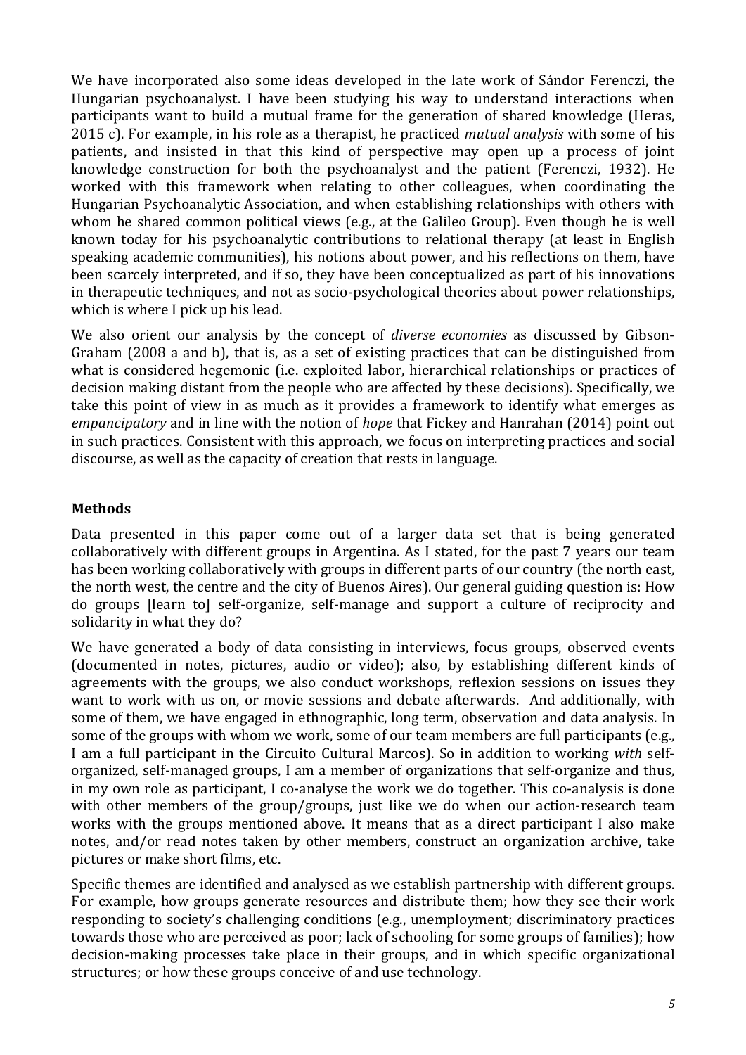We have incorporated also some ideas developed in the late work of Sándor Ferenczi, the Hungarian psychoanalyst. I have been studying his way to understand interactions when participants want to build a mutual frame for the generation of shared knowledge (Heras, 2015 c). For example, in his role as a therapist, he practiced *mutual analysis* with some of his patients, and insisted in that this kind of perspective may open up a process of joint knowledge construction for both the psychoanalyst and the patient (Ferenczi, 1932). He worked with this framework when relating to other colleagues, when coordinating the Hungarian Psychoanalytic Association, and when establishing relationships with others with whom he shared common political views (e.g., at the Galileo Group). Even though he is well known today for his psychoanalytic contributions to relational therapy (at least in English speaking academic communities), his notions about power, and his reflections on them, have been scarcely interpreted, and if so, they have been conceptualized as part of his innovations in therapeutic techniques, and not as socio-psychological theories about power relationships, which is where I pick up his lead.

We also orient our analysis by the concept of *diverse economies* as discussed by Gibson-Graham (2008 a and b), that is, as a set of existing practices that can be distinguished from what is considered hegemonic (i.e. exploited labor, hierarchical relationships or practices of decision making distant from the people who are affected by these decisions). Specifically, we take this point of view in as much as it provides a framework to identify what emerges as *empancipatory* and in line with the notion of *hope* that Fickey and Hanrahan (2014) point out in such practices. Consistent with this approach, we focus on interpreting practices and social discourse, as well as the capacity of creation that rests in language.

## Methods

Data presented in this paper come out of a larger data set that is being generated collaboratively with different groups in Argentina. As I stated, for the past 7 years our team has been working collaboratively with groups in different parts of our country (the north east, the north west, the centre and the city of Buenos Aires). Our general guiding question is: How do groups [learn to] self-organize, self-manage and support a culture of reciprocity and solidarity in what they do?

We have generated a body of data consisting in interviews, focus groups, observed events (documented in notes, pictures, audio or video); also, by establishing different kinds of agreements with the groups, we also conduct workshops, reflexion sessions on issues they want to work with us on, or movie sessions and debate afterwards. And additionally, with some of them, we have engaged in ethnographic, long term, observation and data analysis. In some of the groups with whom we work, some of our team members are full participants (e.g., I am a full participant in the Circuito Cultural Marcos). So in addition to working ***with*** self-organized, self-managed groups, I am a member of organizations that self-organize and thus, in my own role as participant, I co-analyse the work we do together. This co-analysis is done with other members of the group/groups, just like we do when our action-research team works with the groups mentioned above. It means that as a direct participant I also make notes, and/or read notes taken by other members, construct an organization archive, take pictures or make short films, etc.

Specific themes are identified and analysed as we establish partnership with different groups. For example, how groups generate resources and distribute them; how they see their work responding to society's challenging conditions (e.g., unemployment; discriminatory practices towards those who are perceived as poor; lack of schooling for some groups of families); how decision-making processes take place in their groups, and in which specific organizational structures; or how these groups conceive of and use technology.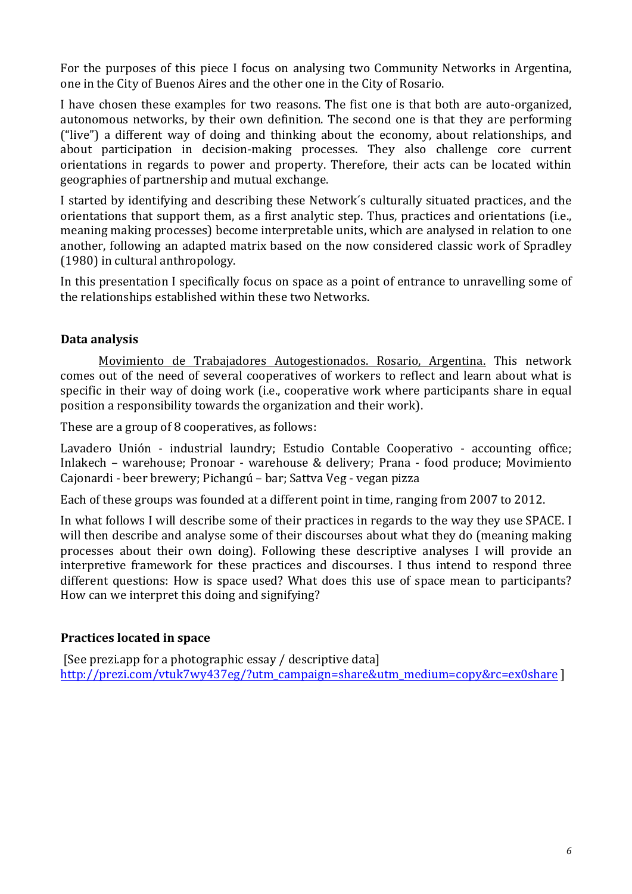For the purposes of this piece I focus on analysing two Community Networks in Argentina, one in the City of Buenos Aires and the other one in the City of Rosario.

I have chosen these examples for two reasons. The fist one is that both are auto-organized, autonomous networks, by their own definition. The second one is that they are performing ("live") a different way of doing and thinking about the economy, about relationships, and about participation in decision-making processes. They also challenge core current orientations in regards to power and property. Therefore, their acts can be located within geographies of partnership and mutual exchange.

I started by identifying and describing these Network´s culturally situated practices, and the orientations that support them, as a first analytic step. Thus, practices and orientations (i.e., meaning making processes) become interpretable units, which are analysed in relation to one another, following an adapted matrix based on the now considered classic work of Spradley (1980) in cultural anthropology.

In this presentation I specifically focus on space as a point of entrance to unravelling some of the relationships established within these two Networks.

### Data analysis

Movimiento de Trabajadores Autogestionados. Rosario, Argentina. This network comes out of the need of several cooperatives of workers to reflect and learn about what is specific in their way of doing work (i.e., cooperative work where participants share in equal position a responsibility towards the organization and their work).

These are a group of 8 cooperatives, as follows:

Lavadero Unión - industrial laundry; Estudio Contable Cooperativo - accounting office; Inlakech – warehouse; Pronoar - warehouse & delivery; Prana - food produce; Movimiento Cajonardi - beer brewery; Pichangú – bar; Sattva Veg - vegan pizza

Each of these groups was founded at a different point in time, ranging from 2007 to 2012.

In what follows I will describe some of their practices in regards to the way they use SPACE. I will then describe and analyse some of their discourses about what they do (meaning making processes about their own doing). Following these descriptive analyses I will provide an interpretive framework for these practices and discourses. I thus intend to respond three different questions: How is space used? What does this use of space mean to participants? How can we interpret this doing and signifying?

### Practices located in space

[See prezi.app for a photographic essay / descriptive data] http://prezi.com/vtuk7wy437eg/?utm_campaign=share&utm_medium=copy&rc=ex0share ]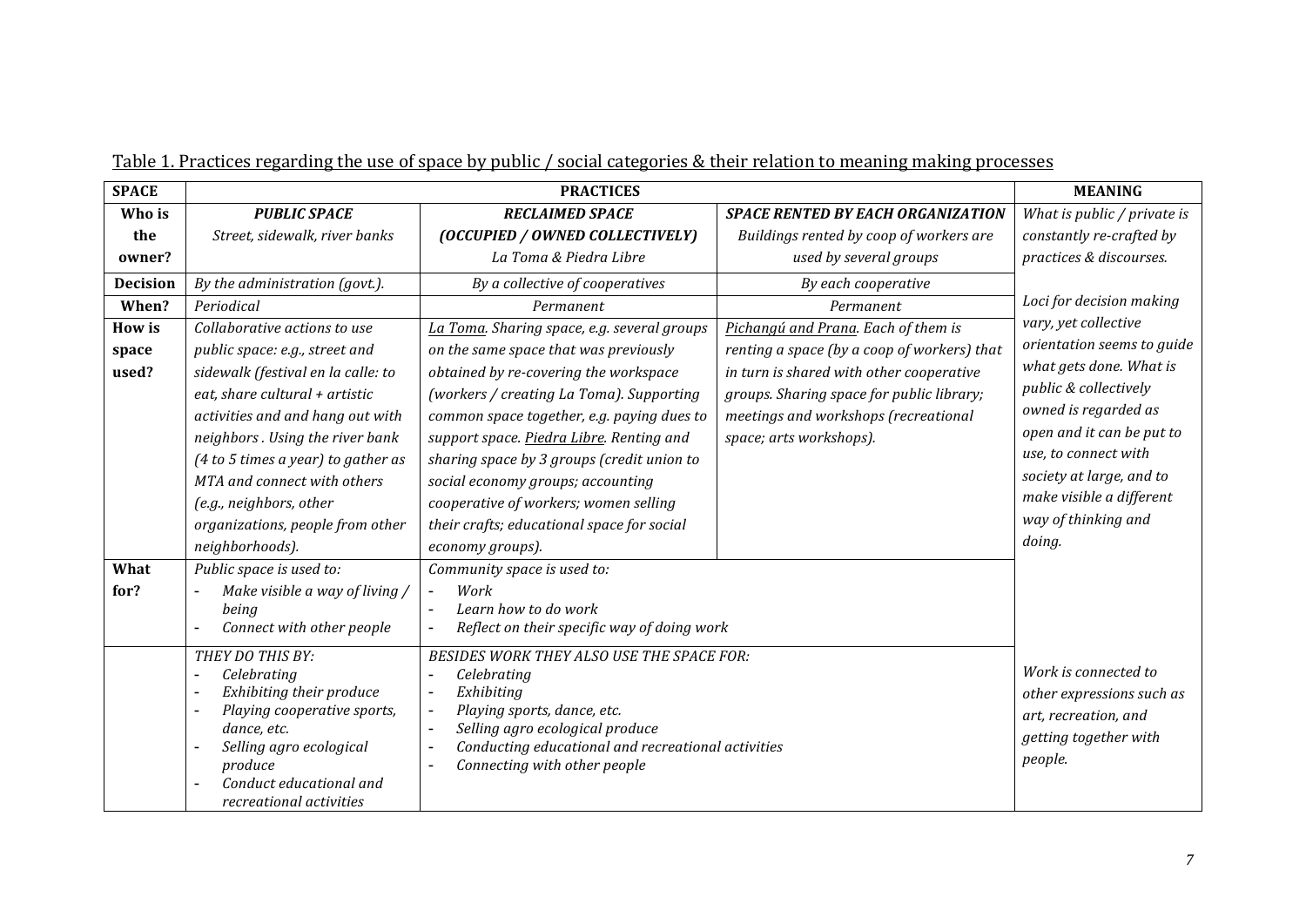Table 1. Practices regarding the use of space by public / social categories & their relation to meaning making processes

| SPACE | PRACTICES | | | MEANING |
|---|---|---|---|---|
| **Who is the owner?** | ***PUBLIC SPACE*** *Street, sidewalk, river banks* | ***RECLAIMED SPACE (OCCUPIED / OWNED COLLECTIVELY)*** *La Toma & Piedra Libre* | ***SPACE RENTED BY EACH ORGANIZATION*** *Buildings rented by coop of workers are used by several groups* | *What is public / private is constantly re-crafted by practices & discourses.* |
| **Decision** | *By the administration (govt.).* | *By a collective of cooperatives* | *By each cooperative* | *Loci for decision making vary, yet collective orientation seems to guide what gets done. What is public & collectively owned is regarded as open and it can be put to use, to connect with society at large, and to make visible a different way of thinking and doing.* |
| **When?** | *Periodical* | *Permanent* | *Permanent* | |
| **How is space used?** | *Collaborative actions to use public space: e.g., street and sidewalk (festival en la calle: to eat, share cultural + artistic activities and and hang out with neighbors . Using the river bank (4 to 5 times a year) to gather as MTA and connect with others (e.g., neighbors, other organizations, people from other neighborhoods).* | *La Toma. Sharing space, e.g. several groups on the same space that was previously obtained by re-covering the workspace (workers / creating La Toma). Supporting common space together, e.g. paying dues to support space. Piedra Libre. Renting and sharing space by 3 groups (credit union to social economy groups; accounting cooperative of workers; women selling their crafts; educational space for social economy groups).* | *Pichangú and Prana. Each of them is renting a space (by a coop of workers) that in turn is shared with other cooperative groups. Sharing space for public library; meetings and workshops (recreational space; arts workshops).* | |
| **What for?** | *Public space is used to:* - *Make visible a way of living / being* - *Connect with other people* | *Community space is used to:* - *Work* - *Learn how to do work* - *Reflect on their specific way of doing work* | | |
| | *THEY DO THIS BY:* - *Celebrating* - *Exhibiting their produce* - *Playing cooperative sports, dance, etc.* - *Selling agro ecological produce* - *Conduct educational and recreational activities* | *BESIDES WORK THEY ALSO USE THE SPACE FOR:* - *Celebrating* - *Exhibiting* - *Playing sports, dance, etc.* - *Selling agro ecological produce* - *Conducting educational and recreational activities* - *Connecting with other people* | | *Work is connected to other expressions such as art, recreation, and getting together with people.* |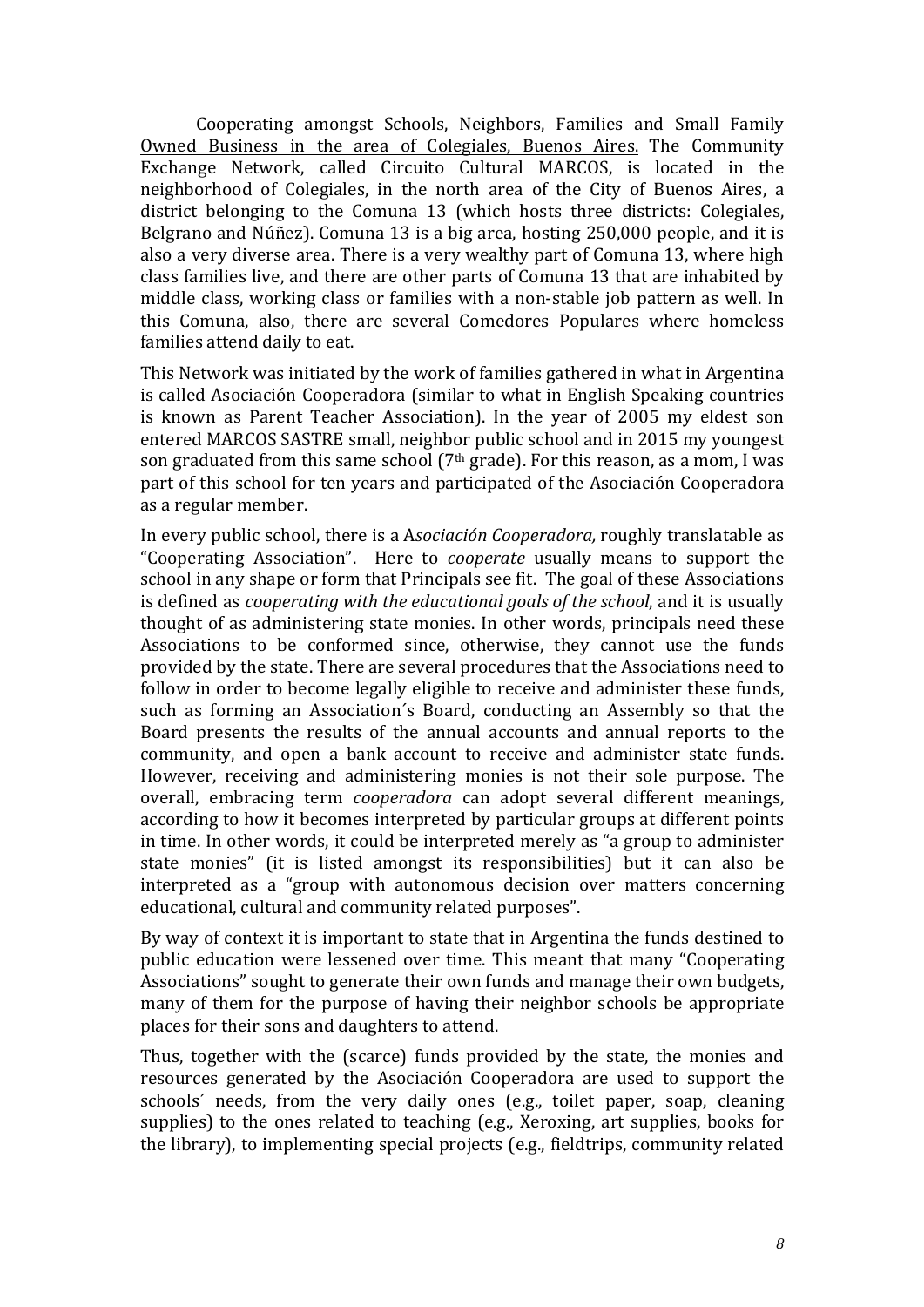Cooperating amongst Schools, Neighbors, Families and Small Family Owned Business in the area of Colegiales, Buenos Aires. The Community Exchange Network, called Circuito Cultural MARCOS, is located in the neighborhood of Colegiales, in the north area of the City of Buenos Aires, a district belonging to the Comuna 13 (which hosts three districts: Colegiales, Belgrano and Núñez). Comuna 13 is a big area, hosting 250,000 people, and it is also a very diverse area. There is a very wealthy part of Comuna 13, where high class families live, and there are other parts of Comuna 13 that are inhabited by middle class, working class or families with a non-stable job pattern as well. In this Comuna, also, there are several Comedores Populares where homeless families attend daily to eat.

This Network was initiated by the work of families gathered in what in Argentina is called Asociación Cooperadora (similar to what in English Speaking countries is known as Parent Teacher Association). In the year of 2005 my eldest son entered MARCOS SASTRE small, neighbor public school and in 2015 my youngest son graduated from this same school (7th grade). For this reason, as a mom, I was part of this school for ten years and participated of the Asociación Cooperadora as a regular member.

In every public school, there is a A*sociación Cooperadora,* roughly translatable as "Cooperating Association". Here to *cooperate* usually means to support the school in any shape or form that Principals see fit. The goal of these Associations is defined as *cooperating with the educational goals of the school*, and it is usually thought of as administering state monies. In other words, principals need these Associations to be conformed since, otherwise, they cannot use the funds provided by the state. There are several procedures that the Associations need to follow in order to become legally eligible to receive and administer these funds, such as forming an Association´s Board, conducting an Assembly so that the Board presents the results of the annual accounts and annual reports to the community, and open a bank account to receive and administer state funds. However, receiving and administering monies is not their sole purpose. The overall, embracing term *cooperadora* can adopt several different meanings, according to how it becomes interpreted by particular groups at different points in time. In other words, it could be interpreted merely as "a group to administer state monies" (it is listed amongst its responsibilities) but it can also be interpreted as a "group with autonomous decision over matters concerning educational, cultural and community related purposes".

By way of context it is important to state that in Argentina the funds destined to public education were lessened over time. This meant that many "Cooperating Associations" sought to generate their own funds and manage their own budgets, many of them for the purpose of having their neighbor schools be appropriate places for their sons and daughters to attend.

Thus, together with the (scarce) funds provided by the state, the monies and resources generated by the Asociación Cooperadora are used to support the schools´ needs, from the very daily ones (e.g., toilet paper, soap, cleaning supplies) to the ones related to teaching (e.g., Xeroxing, art supplies, books for the library), to implementing special projects (e.g., fieldtrips, community related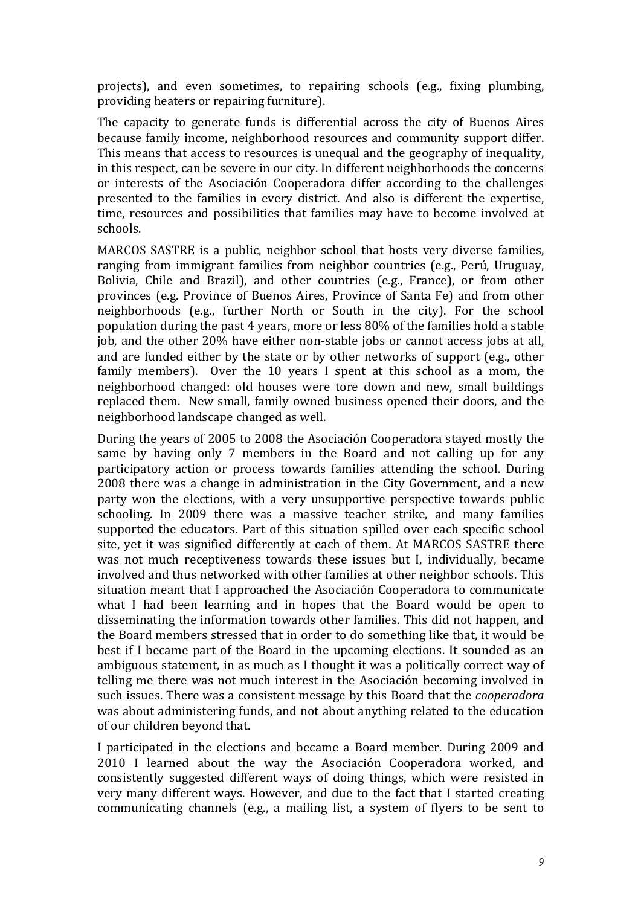projects), and even sometimes, to repairing schools (e.g., fixing plumbing, providing heaters or repairing furniture).

The capacity to generate funds is differential across the city of Buenos Aires because family income, neighborhood resources and community support differ. This means that access to resources is unequal and the geography of inequality, in this respect, can be severe in our city. In different neighborhoods the concerns or interests of the Asociación Cooperadora differ according to the challenges presented to the families in every district. And also is different the expertise, time, resources and possibilities that families may have to become involved at schools.

MARCOS SASTRE is a public, neighbor school that hosts very diverse families, ranging from immigrant families from neighbor countries (e.g., Perú, Uruguay, Bolivia, Chile and Brazil), and other countries (e.g., France), or from other provinces (e.g. Province of Buenos Aires, Province of Santa Fe) and from other neighborhoods (e.g., further North or South in the city). For the school population during the past 4 years, more or less 80% of the families hold a stable job, and the other 20% have either non-stable jobs or cannot access jobs at all, and are funded either by the state or by other networks of support (e.g., other family members). Over the 10 years I spent at this school as a mom, the neighborhood changed: old houses were tore down and new, small buildings replaced them. New small, family owned business opened their doors, and the neighborhood landscape changed as well.

During the years of 2005 to 2008 the Asociación Cooperadora stayed mostly the same by having only 7 members in the Board and not calling up for any participatory action or process towards families attending the school. During 2008 there was a change in administration in the City Government, and a new party won the elections, with a very unsupportive perspective towards public schooling. In 2009 there was a massive teacher strike, and many families supported the educators. Part of this situation spilled over each specific school site, yet it was signified differently at each of them. At MARCOS SASTRE there was not much receptiveness towards these issues but I, individually, became involved and thus networked with other families at other neighbor schools. This situation meant that I approached the Asociación Cooperadora to communicate what I had been learning and in hopes that the Board would be open to disseminating the information towards other families. This did not happen, and the Board members stressed that in order to do something like that, it would be best if I became part of the Board in the upcoming elections. It sounded as an ambiguous statement, in as much as I thought it was a politically correct way of telling me there was not much interest in the Asociación becoming involved in such issues. There was a consistent message by this Board that the *cooperadora* was about administering funds, and not about anything related to the education of our children beyond that.

I participated in the elections and became a Board member. During 2009 and 2010 I learned about the way the Asociación Cooperadora worked, and consistently suggested different ways of doing things, which were resisted in very many different ways. However, and due to the fact that I started creating communicating channels (e.g., a mailing list, a system of flyers to be sent to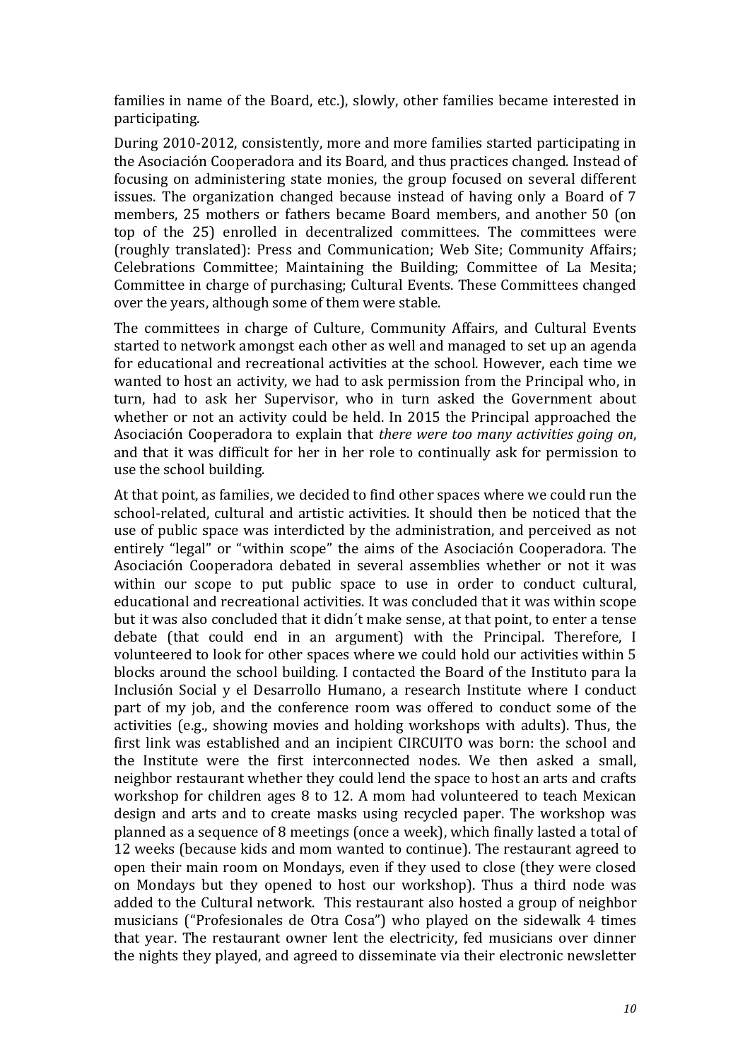families in name of the Board, etc.), slowly, other families became interested in participating.

During 2010-2012, consistently, more and more families started participating in the Asociación Cooperadora and its Board, and thus practices changed. Instead of focusing on administering state monies, the group focused on several different issues. The organization changed because instead of having only a Board of 7 members, 25 mothers or fathers became Board members, and another 50 (on top of the 25) enrolled in decentralized committees. The committees were (roughly translated): Press and Communication; Web Site; Community Affairs; Celebrations Committee; Maintaining the Building; Committee of La Mesita; Committee in charge of purchasing; Cultural Events. These Committees changed over the years, although some of them were stable.

The committees in charge of Culture, Community Affairs, and Cultural Events started to network amongst each other as well and managed to set up an agenda for educational and recreational activities at the school. However, each time we wanted to host an activity, we had to ask permission from the Principal who, in turn, had to ask her Supervisor, who in turn asked the Government about whether or not an activity could be held. In 2015 the Principal approached the Asociación Cooperadora to explain that *there were too many activities going on*, and that it was difficult for her in her role to continually ask for permission to use the school building.

At that point, as families, we decided to find other spaces where we could run the school-related, cultural and artistic activities. It should then be noticed that the use of public space was interdicted by the administration, and perceived as not entirely "legal" or "within scope" the aims of the Asociación Cooperadora. The Asociación Cooperadora debated in several assemblies whether or not it was within our scope to put public space to use in order to conduct cultural, educational and recreational activities. It was concluded that it was within scope but it was also concluded that it didn´t make sense, at that point, to enter a tense debate (that could end in an argument) with the Principal. Therefore, I volunteered to look for other spaces where we could hold our activities within 5 blocks around the school building. I contacted the Board of the Instituto para la Inclusión Social y el Desarrollo Humano, a research Institute where I conduct part of my job, and the conference room was offered to conduct some of the activities (e.g., showing movies and holding workshops with adults). Thus, the first link was established and an incipient CIRCUITO was born: the school and the Institute were the first interconnected nodes. We then asked a small, neighbor restaurant whether they could lend the space to host an arts and crafts workshop for children ages 8 to 12. A mom had volunteered to teach Mexican design and arts and to create masks using recycled paper. The workshop was planned as a sequence of 8 meetings (once a week), which finally lasted a total of 12 weeks (because kids and mom wanted to continue). The restaurant agreed to open their main room on Mondays, even if they used to close (they were closed on Mondays but they opened to host our workshop). Thus a third node was added to the Cultural network. This restaurant also hosted a group of neighbor musicians ("Profesionales de Otra Cosa") who played on the sidewalk 4 times that year. The restaurant owner lent the electricity, fed musicians over dinner the nights they played, and agreed to disseminate via their electronic newsletter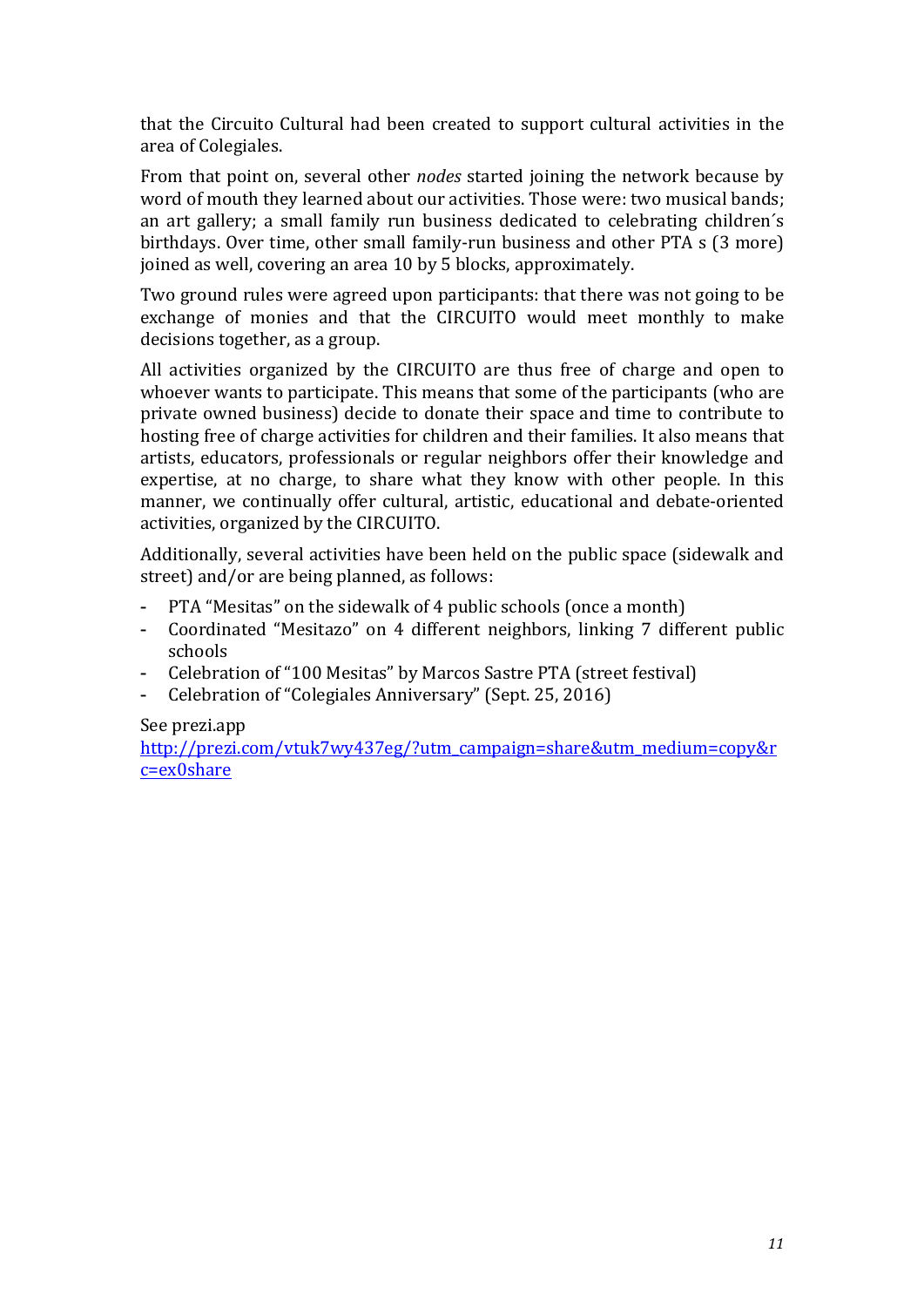that the Circuito Cultural had been created to support cultural activities in the area of Colegiales.

From that point on, several other *nodes* started joining the network because by word of mouth they learned about our activities. Those were: two musical bands; an art gallery; a small family run business dedicated to celebrating children´s birthdays. Over time, other small family-run business and other PTA s (3 more) joined as well, covering an area 10 by 5 blocks, approximately.

Two ground rules were agreed upon participants: that there was not going to be exchange of monies and that the CIRCUITO would meet monthly to make decisions together, as a group.

All activities organized by the CIRCUITO are thus free of charge and open to whoever wants to participate. This means that some of the participants (who are private owned business) decide to donate their space and time to contribute to hosting free of charge activities for children and their families. It also means that artists, educators, professionals or regular neighbors offer their knowledge and expertise, at no charge, to share what they know with other people. In this manner, we continually offer cultural, artistic, educational and debate-oriented activities, organized by the CIRCUITO.

Additionally, several activities have been held on the public space (sidewalk and street) and/or are being planned, as follows:

- PTA "Mesitas" on the sidewalk of 4 public schools (once a month)
- Coordinated "Mesitazo" on 4 different neighbors, linking 7 different public schools
- Celebration of "100 Mesitas" by Marcos Sastre PTA (street festival)
- Celebration of "Colegiales Anniversary" (Sept. 25, 2016)

See prezi.app
http://prezi.com/vtuk7wy437eg/?utm_campaign=share&utm_medium=copy&rc=ex0share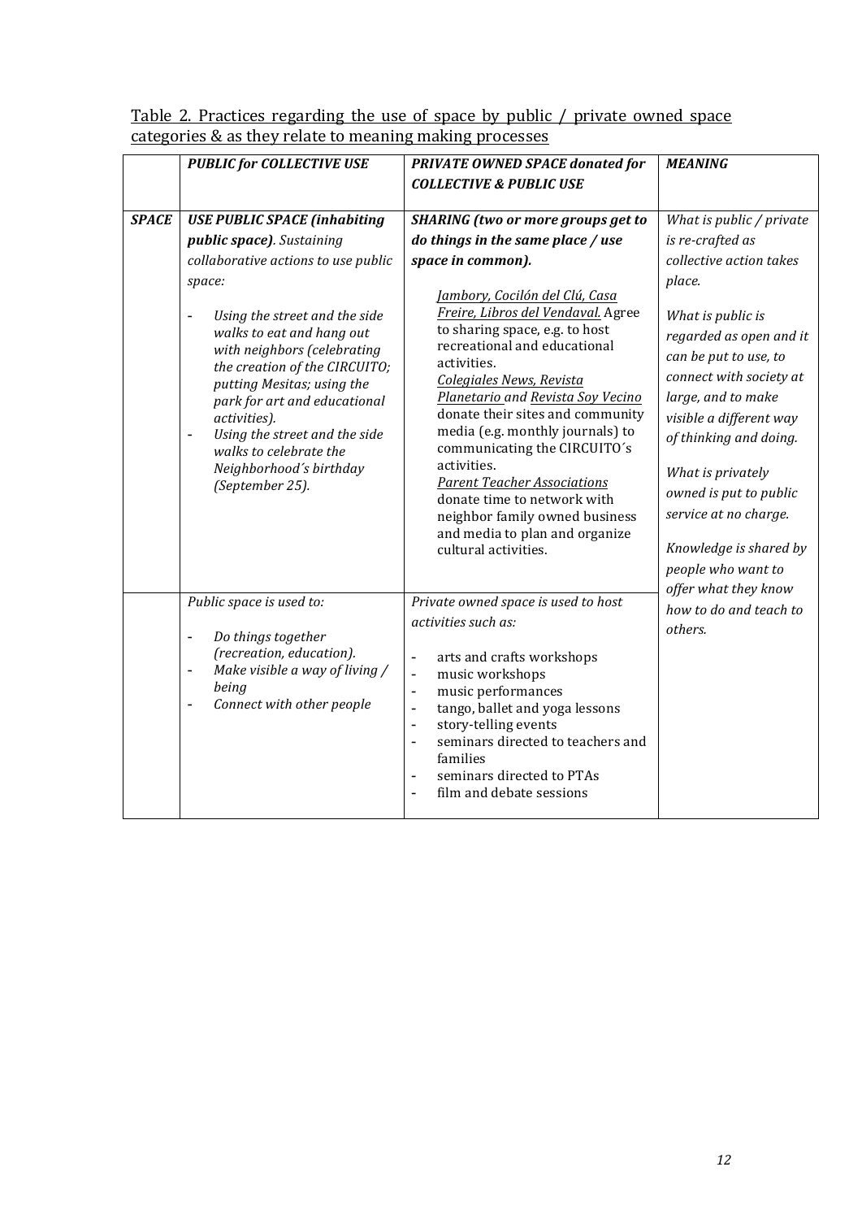Table 2. Practices regarding the use of space by public / private owned space categories & as they relate to meaning making processes

| | *PUBLIC for COLLECTIVE USE* | *PRIVATE OWNED SPACE donated for COLLECTIVE & PUBLIC USE* | *MEANING* |
|---|---|---|---|
| ***SPACE*** | ***USE PUBLIC SPACE (inhabiting public space)***. *Sustaining collaborative actions to use public space:*<br>- *Using the street and the side walks to eat and hang out with neighbors (celebrating the creation of the CIRCUITO; putting Mesitas; using the park for art and educational activities).*<br>- *Using the street and the side walks to celebrate the Neighborhood´s birthday (September 25).* | ***SHARING (two or more groups get to do things in the same place / use space in common).***<br>*Jambory, Cocilón del Clú, Casa Freire, Libros del Vendaval.* Agree to sharing space, e.g. to host recreational and educational activities.<br>*Colegiales News, Revista Planetario* and *Revista Soy Vecino* donate their sites and community media (e.g. monthly journals) to communicating the CIRCUITO´s activities.<br>*Parent Teacher Associations* donate time to network with neighbor family owned business and media to plan and organize cultural activities. | *What is public / private is re-crafted as collective action takes place.*<br>*What is public is regarded as open and it can be put to use, to connect with society at large, and to make visible a different way of thinking and doing.*<br>*What is privately owned is put to public service at no charge.*<br>*Knowledge is shared by people who want to offer what they know how to do and teach to others.* |
| | *Public space is used to:*<br>- *Do things together (recreation, education).*<br>- *Make visible a way of living / being*<br>- *Connect with other people* | *Private owned space is used to host activities such as:*<br>- arts and crafts workshops<br>- music workshops<br>- music performances<br>- tango, ballet and yoga lessons<br>- story-telling events<br>- seminars directed to teachers and families<br>- seminars directed to PTAs<br>- film and debate sessions | |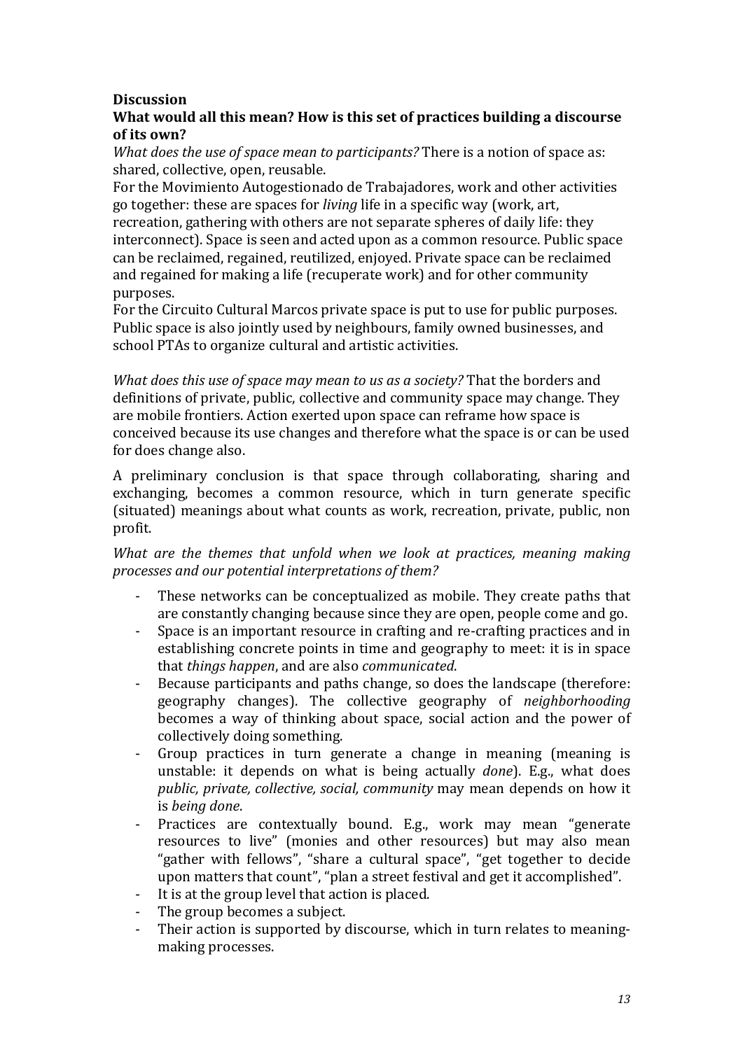**Discussion**

**What would all this mean? How is this set of practices building a discourse of its own?**

*What does the use of space mean to participants?* There is a notion of space as: shared, collective, open, reusable.

For the Movimiento Autogestionado de Trabajadores, work and other activities go together: these are spaces for *living* life in a specific way (work, art, recreation, gathering with others are not separate spheres of daily life: they interconnect). Space is seen and acted upon as a common resource. Public space can be reclaimed, regained, reutilized, enjoyed. Private space can be reclaimed and regained for making a life (recuperate work) and for other community purposes.

For the Circuito Cultural Marcos private space is put to use for public purposes. Public space is also jointly used by neighbours, family owned businesses, and school PTAs to organize cultural and artistic activities.

*What does this use of space may mean to us as a society?* That the borders and definitions of private, public, collective and community space may change. They are mobile frontiers. Action exerted upon space can reframe how space is conceived because its use changes and therefore what the space is or can be used for does change also.

A preliminary conclusion is that space through collaborating, sharing and exchanging, becomes a common resource, which in turn generate specific (situated) meanings about what counts as work, recreation, private, public, non profit.

*What are the themes that unfold when we look at practices, meaning making processes and our potential interpretations of them?*

- These networks can be conceptualized as mobile. They create paths that are constantly changing because since they are open, people come and go.
- Space is an important resource in crafting and re-crafting practices and in establishing concrete points in time and geography to meet: it is in space that *things happen*, and are also *communicated*.
- Because participants and paths change, so does the landscape (therefore: geography changes). The collective geography of *neighborhooding* becomes a way of thinking about space, social action and the power of collectively doing something.
- Group practices in turn generate a change in meaning (meaning is unstable: it depends on what is being actually *done*). E.g., what does *public, private, collective, social, community* may mean depends on how it is *being done*.
- Practices are contextually bound. E.g., work may mean "generate resources to live" (monies and other resources) but may also mean "gather with fellows", "share a cultural space", "get together to decide upon matters that count", "plan a street festival and get it accomplished".
- It is at the group level that action is placed.
- The group becomes a subject.
- Their action is supported by discourse, which in turn relates to meaning-making processes.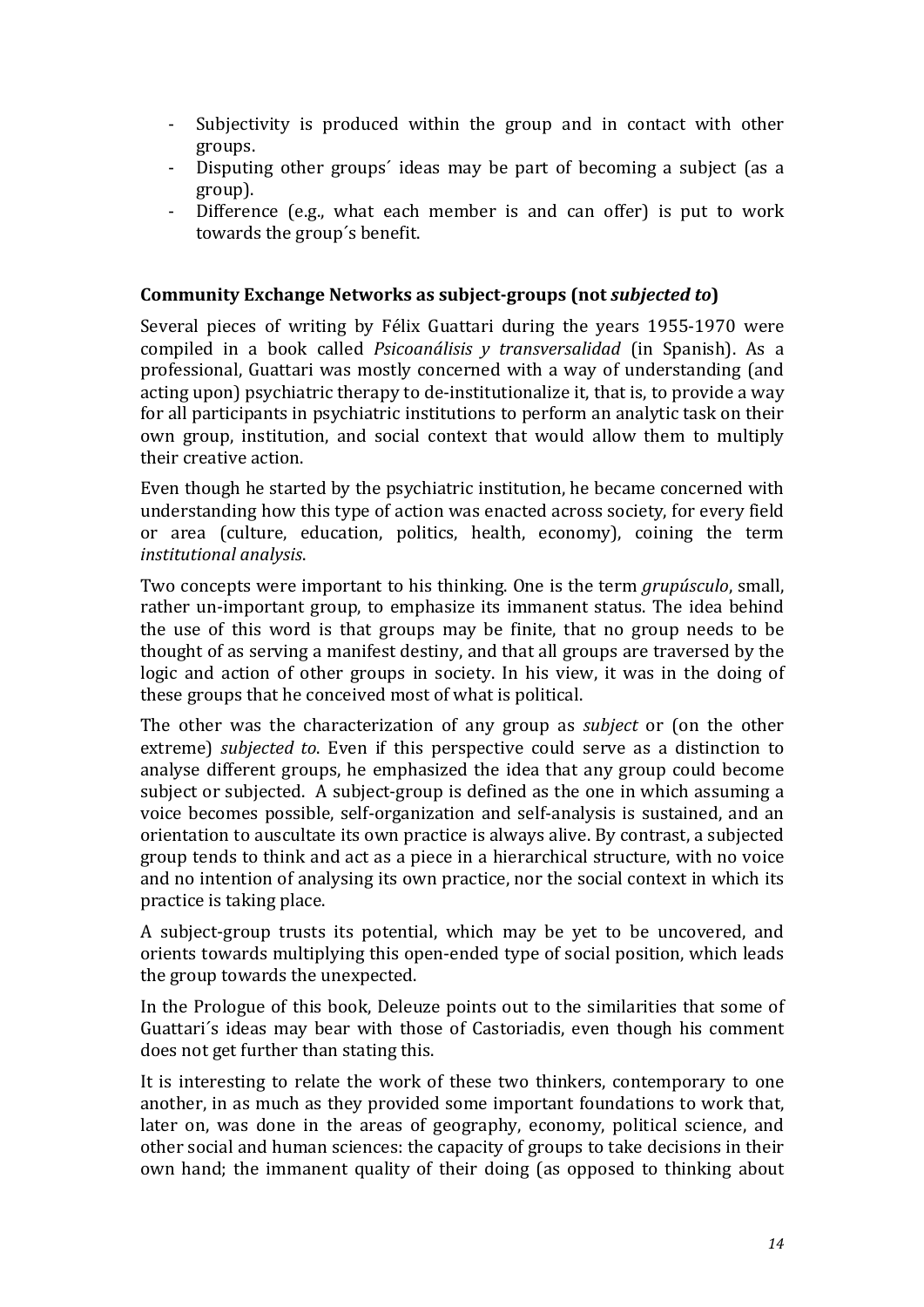- Subjectivity is produced within the group and in contact with other groups.
- Disputing other groups´ ideas may be part of becoming a subject (as a group).
- Difference (e.g., what each member is and can offer) is put to work towards the group´s benefit.

### Community Exchange Networks as subject-groups (not *subjected to*)

Several pieces of writing by Félix Guattari during the years 1955-1970 were compiled in a book called *Psicoanálisis y transversalidad* (in Spanish). As a professional, Guattari was mostly concerned with a way of understanding (and acting upon) psychiatric therapy to de-institutionalize it, that is, to provide a way for all participants in psychiatric institutions to perform an analytic task on their own group, institution, and social context that would allow them to multiply their creative action.

Even though he started by the psychiatric institution, he became concerned with understanding how this type of action was enacted across society, for every field or area (culture, education, politics, health, economy), coining the term *institutional analysis*.

Two concepts were important to his thinking. One is the term *grupúsculo*, small, rather un-important group, to emphasize its immanent status. The idea behind the use of this word is that groups may be finite, that no group needs to be thought of as serving a manifest destiny, and that all groups are traversed by the logic and action of other groups in society. In his view, it was in the doing of these groups that he conceived most of what is political.

The other was the characterization of any group as *subject* or (on the other extreme) *subjected to*. Even if this perspective could serve as a distinction to analyse different groups, he emphasized the idea that any group could become subject or subjected. A subject-group is defined as the one in which assuming a voice becomes possible, self-organization and self-analysis is sustained, and an orientation to auscultate its own practice is always alive. By contrast, a subjected group tends to think and act as a piece in a hierarchical structure, with no voice and no intention of analysing its own practice, nor the social context in which its practice is taking place.

A subject-group trusts its potential, which may be yet to be uncovered, and orients towards multiplying this open-ended type of social position, which leads the group towards the unexpected.

In the Prologue of this book, Deleuze points out to the similarities that some of Guattari´s ideas may bear with those of Castoriadis, even though his comment does not get further than stating this.

It is interesting to relate the work of these two thinkers, contemporary to one another, in as much as they provided some important foundations to work that, later on, was done in the areas of geography, economy, political science, and other social and human sciences: the capacity of groups to take decisions in their own hand; the immanent quality of their doing (as opposed to thinking about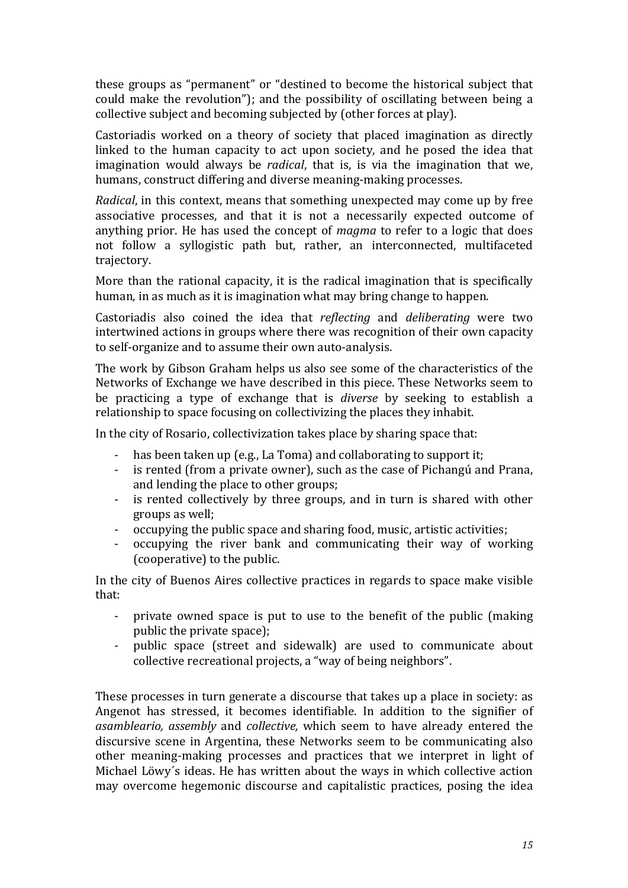these groups as "permanent" or "destined to become the historical subject that could make the revolution"); and the possibility of oscillating between being a collective subject and becoming subjected by (other forces at play).

Castoriadis worked on a theory of society that placed imagination as directly linked to the human capacity to act upon society, and he posed the idea that imagination would always be *radical*, that is, is via the imagination that we, humans, construct differing and diverse meaning-making processes.

*Radical*, in this context, means that something unexpected may come up by free associative processes, and that it is not a necessarily expected outcome of anything prior. He has used the concept of *magma* to refer to a logic that does not follow a syllogistic path but, rather, an interconnected, multifaceted trajectory.

More than the rational capacity, it is the radical imagination that is specifically human, in as much as it is imagination what may bring change to happen.

Castoriadis also coined the idea that *reflecting* and *deliberating* were two intertwined actions in groups where there was recognition of their own capacity to self-organize and to assume their own auto-analysis.

The work by Gibson Graham helps us also see some of the characteristics of the Networks of Exchange we have described in this piece. These Networks seem to be practicing a type of exchange that is *diverse* by seeking to establish a relationship to space focusing on collectivizing the places they inhabit.

In the city of Rosario, collectivization takes place by sharing space that:

- has been taken up (e.g., La Toma) and collaborating to support it;
- is rented (from a private owner), such as the case of Pichangú and Prana, and lending the place to other groups;
- is rented collectively by three groups, and in turn is shared with other groups as well;
- occupying the public space and sharing food, music, artistic activities;
- occupying the river bank and communicating their way of working (cooperative) to the public.

In the city of Buenos Aires collective practices in regards to space make visible that:

- private owned space is put to use to the benefit of the public (making public the private space);
- public space (street and sidewalk) are used to communicate about collective recreational projects, a "way of being neighbors".

These processes in turn generate a discourse that takes up a place in society: as Angenot has stressed, it becomes identifiable. In addition to the signifier of *asamblear io, assembly* and *collective,* which seem to have already entered the discursive scene in Argentina, these Networks seem to be communicating also other meaning-making processes and practices that we interpret in light of Michael Löwy´s ideas. He has written about the ways in which collective action may overcome hegemonic discourse and capitalistic practices, posing the idea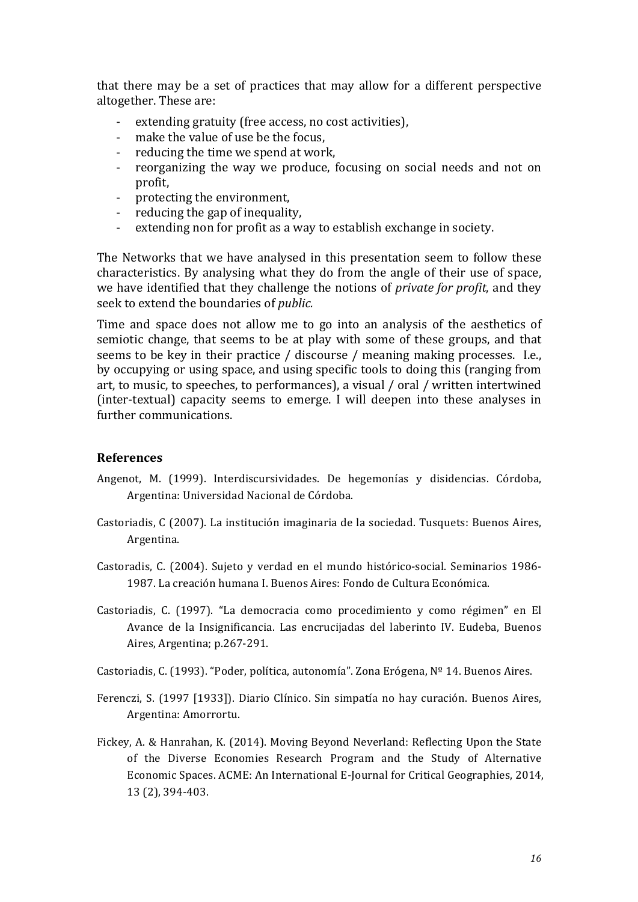that there may be a set of practices that may allow for a different perspective altogether. These are:

- extending gratuity (free access, no cost activities),
- make the value of use be the focus,
- reducing the time we spend at work,
- reorganizing the way we produce, focusing on social needs and not on profit,
- protecting the environment,
- reducing the gap of inequality,
- extending non for profit as a way to establish exchange in society.

The Networks that we have analysed in this presentation seem to follow these characteristics. By analysing what they do from the angle of their use of space, we have identified that they challenge the notions of *private for profit*, and they seek to extend the boundaries of *public.*

Time and space does not allow me to go into an analysis of the aesthetics of semiotic change, that seems to be at play with some of these groups, and that seems to be key in their practice / discourse / meaning making processes. I.e., by occupying or using space, and using specific tools to doing this (ranging from art, to music, to speeches, to performances), a visual / oral / written intertwined (inter-textual) capacity seems to emerge. I will deepen into these analyses in further communications.

## References

Angenot, M. (1999). Interdiscursividades. De hegemonías y disidencias. Córdoba, Argentina: Universidad Nacional de Córdoba.

Castoriadis, C (2007). La institución imaginaria de la sociedad. Tusquets: Buenos Aires, Argentina.

Castoradis, C. (2004). Sujeto y verdad en el mundo histórico-social. Seminarios 1986-1987. La creación humana I. Buenos Aires: Fondo de Cultura Económica.

Castoriadis, C. (1997). "La democracia como procedimiento y como régimen" en El Avance de la Insignificancia. Las encrucijadas del laberinto IV. Eudeba, Buenos Aires, Argentina; p.267-291.

Castoriadis, C. (1993). "Poder, política, autonomía". Zona Erógena, Nº 14. Buenos Aires.

Ferenczi, S. (1997 [1933]). Diario Clínico. Sin simpatía no hay curación. Buenos Aires, Argentina: Amorrortu.

Fickey, A. & Hanrahan, K. (2014). Moving Beyond Neverland: Reflecting Upon the State of the Diverse Economies Research Program and the Study of Alternative Economic Spaces. ACME: An International E-Journal for Critical Geographies, 2014, 13 (2), 394-403.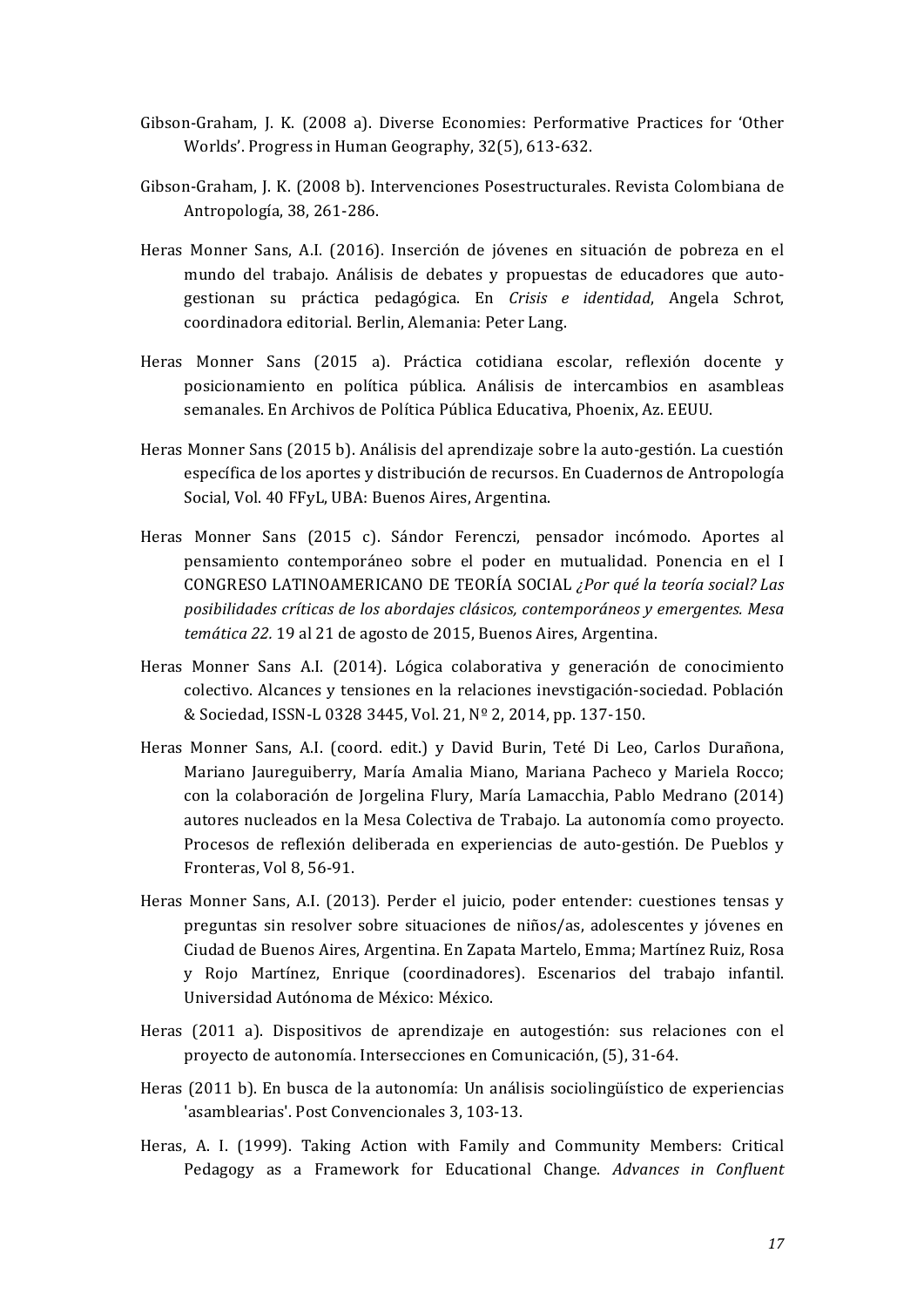Gibson-Graham, J. K. (2008 a). Diverse Economies: Performative Practices for 'Other Worlds'. Progress in Human Geography, 32(5), 613-632.

Gibson-Graham, J. K. (2008 b). Intervenciones Posestructurales. Revista Colombiana de Antropología, 38, 261-286.

Heras Monner Sans, A.I. (2016). Inserción de jóvenes en situación de pobreza en el mundo del trabajo. Análisis de debates y propuestas de educadores que auto-gestionan su práctica pedagógica. En *Crisis e identidad*, Angela Schrot, coordinadora editorial. Berlin, Alemania: Peter Lang.

Heras Monner Sans (2015 a). Práctica cotidiana escolar, reflexión docente y posicionamiento en política pública. Análisis de intercambios en asambleas semanales. En Archivos de Política Pública Educativa, Phoenix, Az. EEUU.

Heras Monner Sans (2015 b). Análisis del aprendizaje sobre la auto-gestión. La cuestión específica de los aportes y distribución de recursos. En Cuadernos de Antropología Social, Vol. 40 FFyL, UBA: Buenos Aires, Argentina.

Heras Monner Sans (2015 c). Sándor Ferenczi, pensador incómodo. Aportes al pensamiento contemporáneo sobre el poder en mutualidad. Ponencia en el I CONGRESO LATINOAMERICANO DE TEORÍA SOCIAL *¿Por qué la teoría social? Las posibilidades críticas de los abordajes clásicos, contemporáneos y emergentes. Mesa temática 22.* 19 al 21 de agosto de 2015, Buenos Aires, Argentina.

Heras Monner Sans A.I. (2014). Lógica colaborativa y generación de conocimiento colectivo. Alcances y tensiones en la relaciones inevstigación-sociedad. Población & Sociedad, ISSN-L 0328 3445, Vol. 21, Nº 2, 2014, pp. 137-150.

Heras Monner Sans, A.I. (coord. edit.) y David Burin, Teté Di Leo, Carlos Durañona, Mariano Jaureguiberry, María Amalia Miano, Mariana Pacheco y Mariela Rocco; con la colaboración de Jorgelina Flury, María Lamacchia, Pablo Medrano (2014) autores nucleados en la Mesa Colectiva de Trabajo. La autonomía como proyecto. Procesos de reflexión deliberada en experiencias de auto-gestión. De Pueblos y Fronteras, Vol 8, 56-91.

Heras Monner Sans, A.I. (2013). Perder el juicio, poder entender: cuestiones tensas y preguntas sin resolver sobre situaciones de niños/as, adolescentes y jóvenes en Ciudad de Buenos Aires, Argentina. En Zapata Martelo, Emma; Martínez Ruiz, Rosa y Rojo Martínez, Enrique (coordinadores). Escenarios del trabajo infantil. Universidad Autónoma de México: México.

Heras (2011 a). Dispositivos de aprendizaje en autogestión: sus relaciones con el proyecto de autonomía. Intersecciones en Comunicación, (5), 31-64.

Heras (2011 b). En busca de la autonomía: Un análisis sociolingüístico de experiencias 'asamblearias'. Post Convencionales 3, 103-13.

Heras, A. I. (1999). Taking Action with Family and Community Members: Critical Pedagogy as a Framework for Educational Change. *Advances in Confluent*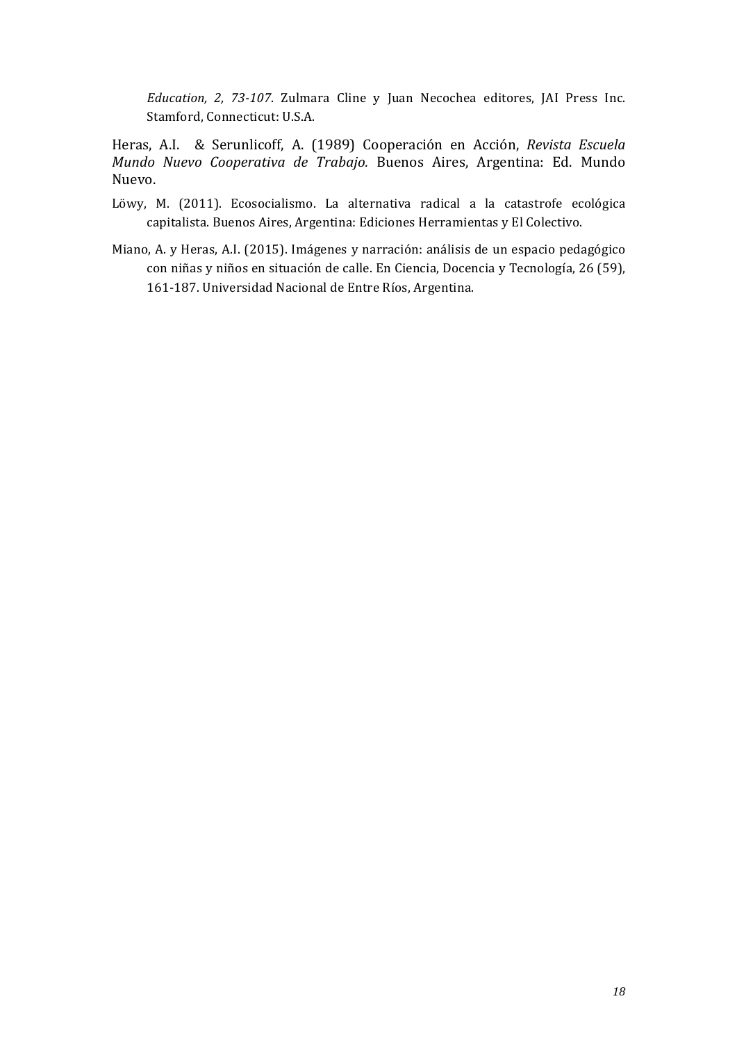*Education, 2, 73-107*. Zulmara Cline y Juan Necochea editores, JAI Press Inc. Stamford, Connecticut: U.S.A.

Heras, A.I. & Serunlicoff, A. (1989) Cooperación en Acción, *Revista Escuela Mundo Nuevo Cooperativa de Trabajo.* Buenos Aires, Argentina: Ed. Mundo Nuevo.

Löwy, M. (2011). Ecosocialismo. La alternativa radical a la catastrofe ecológica capitalista. Buenos Aires, Argentina: Ediciones Herramientas y El Colectivo.

Miano, A. y Heras, A.I. (2015). Imágenes y narración: análisis de un espacio pedagógico con niñas y niños en situación de calle. En Ciencia, Docencia y Tecnología, 26 (59), 161-187. Universidad Nacional de Entre Ríos, Argentina.